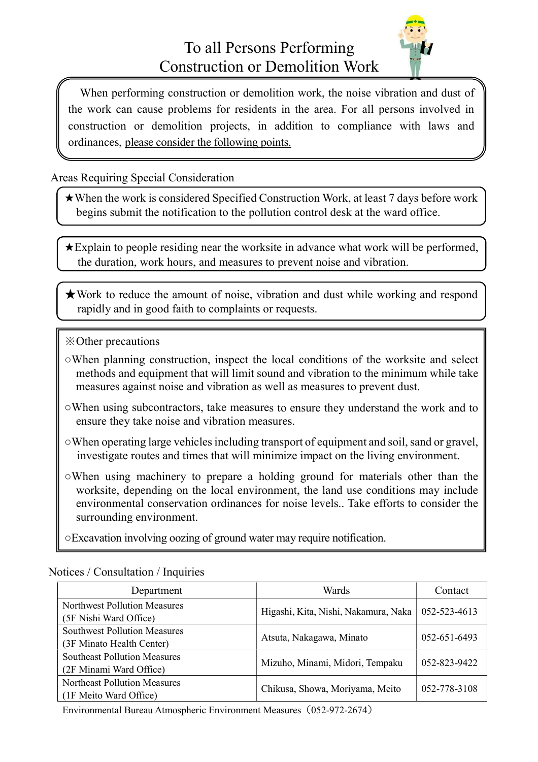# To all Persons Performing Construction or Demolition Work

When performing construction or demolition work, the noise vibration and dust of the work can cause problems for residents in the area. For all persons involved in construction or demolition projects, in addition to compliance with laws and ordinances, please consider the following points.

## Areas Requiring Special Consideration

★When the work is considered Specified Construction Work, at least 7 days before work begins submit the notification to the pollution control desk at the ward office.

★Explain to people residing near the worksite in advance what work will be performed, the duration, work hours, and measures to prevent noise and vibration.

★Work to reduce the amount of noise, vibration and dust while working and respond rapidly and in good faith to complaints or requests.

※Other precautions

○When planning construction, inspect the local conditions of the worksite and select methods and equipment that will limit sound and vibration to the minimum while take measures against noise and vibration as well as measures to prevent dust.

○When using subcontractors, take measures to ensure they understand the work and to ensure they take noise and vibration measures.

○When operating large vehicles including transport of equipment and soil, sand or gravel, investigate routes and times that will minimize impact on the living environment.

○When using machinery to prepare a holding ground for materials other than the worksite, depending on the local environment, the land use conditions may include environmental conservation ordinances for noise levels.. Take efforts to consider the surrounding environment.

○Excavation involving oozing of ground water may require notification.

## Notices / Consultation / Inquiries

| Department | Wards | Contact |
|---|---|---|
| Northwest Pollution Measures (5F Nishi Ward Office) | Higashi, Kita, Nishi, Nakamura, Naka | 052-523-4613 |
| Southwest Pollution Measures (3F Minato Health Center) | Atsuta, Nakagawa, Minato | 052-651-6493 |
| Southeast Pollution Measures (2F Minami Ward Office) | Mizuho, Minami, Midori, Tempaku | 052-823-9422 |
| Northeast Pollution Measures (1F Meito Ward Office) | Chikusa, Showa, Moriyama, Meito | 052-778-3108 |

Environmental Bureau Atmospheric Environment Measures（052-972-2674）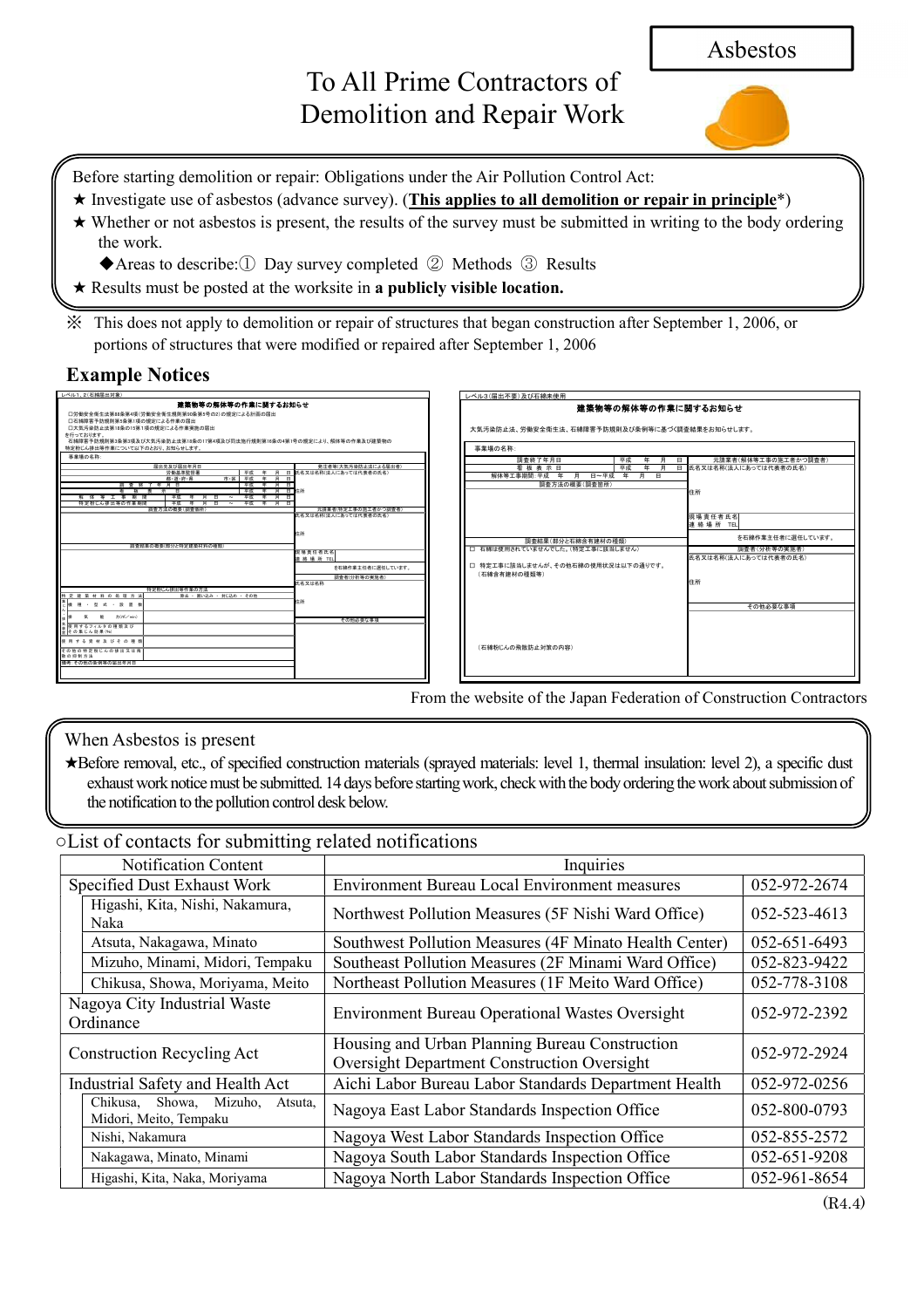Asbestos

# To All Prime Contractors of Demolition and Repair Work

Before starting demolition or repair: Obligations under the Air Pollution Control Act:

★ Investigate use of asbestos (advance survey). (**This applies to all demolition or repair in principle***)

★ Whether or not asbestos is present, the results of the survey must be submitted in writing to the body ordering the work.

◆Areas to describe:① Day survey completed ② Methods ③ Results

★ Results must be posted at the worksite in **a publicly visible location.**

※ This does not apply to demolition or repair of structures that began construction after September 1, 2006, or portions of structures that were modified or repaired after September 1, 2006

## Example Notices

レベル1,2（石綿除去対象）

建築物等の解体等の作業に関するお知らせ

レベル3（届出不要）及び石綿未使用

建築物等の解体等の作業に関するお知らせ

From the website of the Japan Federation of Construction Contractors

When Asbestos is present

★Before removal, etc., of specified construction materials (sprayed materials: level 1, thermal insulation: level 2), a specific dust exhaust work notice must be submitted. 14 days before starting work, check with the body ordering the work about submission of the notification to the pollution control desk below.

○List of contacts for submitting related notifications

| Notification Content | Inquiries | |
|---|---|---|
| Specified Dust Exhaust Work | Environment Bureau Local Environment measures | 052-972-2674 |
| Higashi, Kita, Nishi, Nakamura, Naka | Northwest Pollution Measures (5F Nishi Ward Office) | 052-523-4613 |
| Atsuta, Nakagawa, Minato | Southwest Pollution Measures (4F Minato Health Center) | 052-651-6493 |
| Mizuho, Minami, Midori, Tempaku | Southeast Pollution Measures (2F Minami Ward Office) | 052-823-9422 |
| Chikusa, Showa, Moriyama, Meito | Northeast Pollution Measures (1F Meito Ward Office) | 052-778-3108 |
| Nagoya City Industrial Waste Ordinance | Environment Bureau Operational Wastes Oversight | 052-972-2392 |
| Construction Recycling Act | Housing and Urban Planning Bureau Construction Oversight Department Construction Oversight | 052-972-2924 |
| Industrial Safety and Health Act | Aichi Labor Bureau Labor Standards Department Health | 052-972-0256 |
| Chikusa, Showa, Mizuho, Atsuta, Midori, Meito, Tempaku | Nagoya East Labor Standards Inspection Office | 052-800-0793 |
| Nishi, Nakamura | Nagoya West Labor Standards Inspection Office | 052-855-2572 |
| Nakagawa, Minato, Minami | Nagoya South Labor Standards Inspection Office | 052-651-9208 |
| Higashi, Kita, Naka, Moriyama | Nagoya North Labor Standards Inspection Office | 052-961-8654 |

(R4.4)